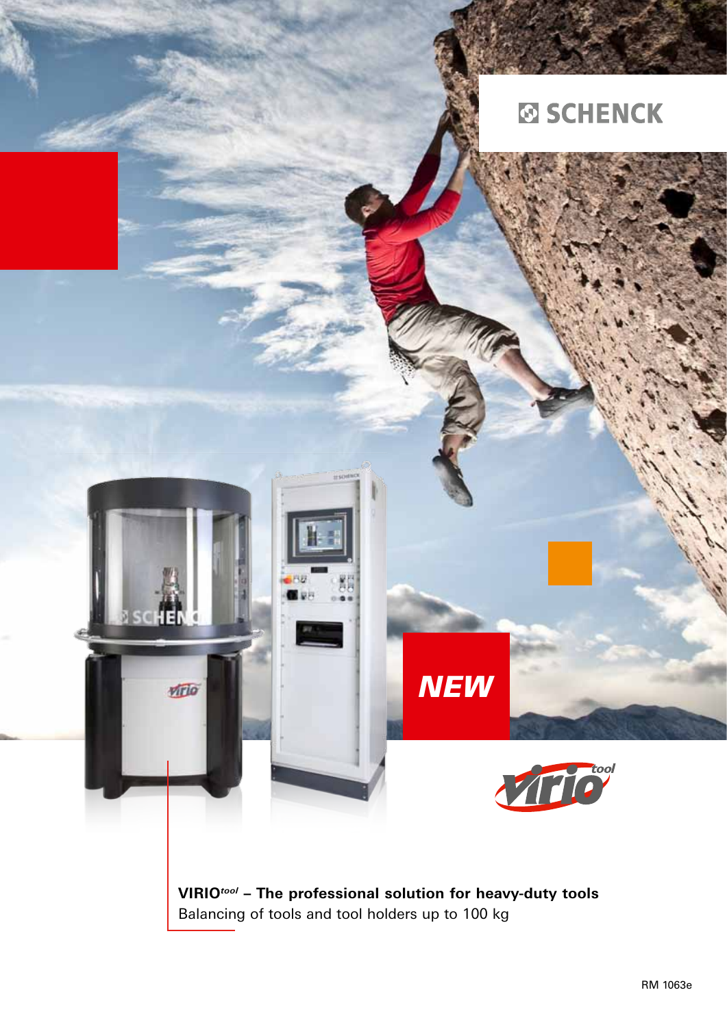SCHENCK

NEW

**VIRIO$^{tool}$ – The professional solution for heavy-duty tools**

Balancing of tools and tool holders up to 100 kg

RM 1063e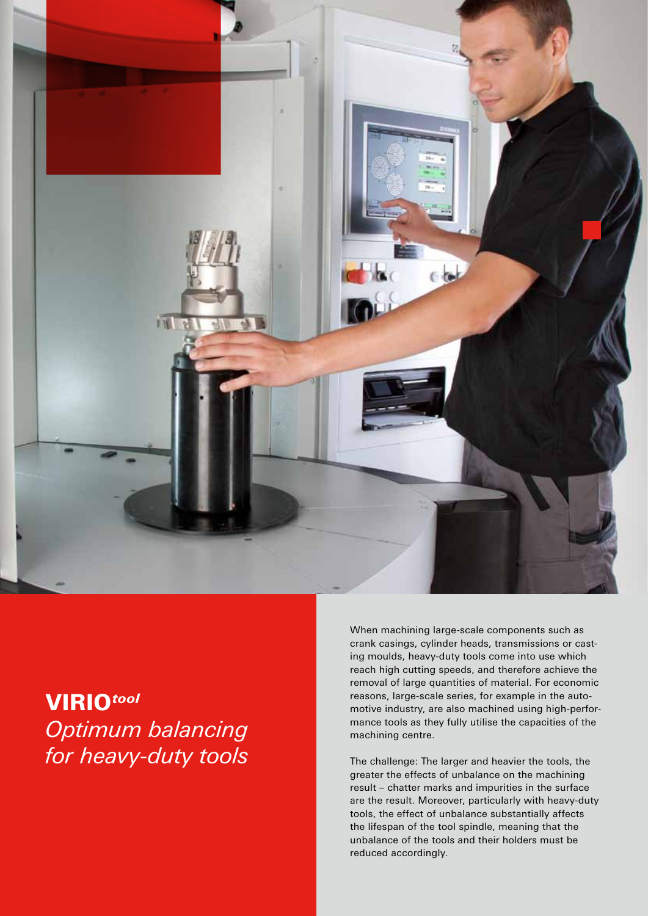# VIRIO*tool*

## *Optimum balancing for heavy-duty tools*

When machining large-scale components such as crank casings, cylinder heads, transmissions or casting moulds, heavy-duty tools come into use which reach high cutting speeds, and therefore achieve the removal of large quantities of material. For economic reasons, large-scale series, for example in the automotive industry, are also machined using high-performance tools as they fully utilise the capacities of the machining centre.

The challenge: The larger and heavier the tools, the greater the effects of unbalance on the machining result – chatter marks and impurities in the surface are the result. Moreover, particularly with heavy-duty tools, the effect of unbalance substantially affects the lifespan of the tool spindle, meaning that the unbalance of the tools and their holders must be reduced accordingly.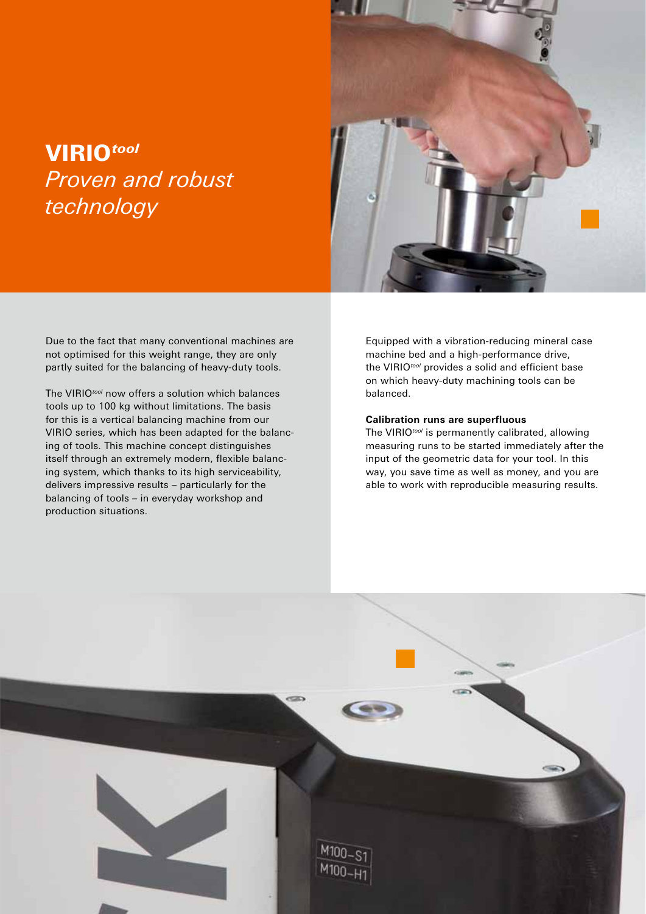# VIRIO*tool*

## *Proven and robust technology*

Due to the fact that many conventional machines are not optimised for this weight range, they are only partly suited for the balancing of heavy-duty tools.

The VIRIO*tool* now offers a solution which balances tools up to 100 kg without limitations. The basis for this is a vertical balancing machine from our VIRIO series, which has been adapted for the balancing of tools. This machine concept distinguishes itself through an extremely modern, flexible balancing system, which thanks to its high serviceability, delivers impressive results – particularly for the balancing of tools – in everyday workshop and production situations.

Equipped with a vibration-reducing mineral case machine bed and a high-performance drive, the VIRIO*tool* provides a solid and efficient base on which heavy-duty machining tools can be balanced.

**Calibration runs are superfluous**

The VIRIO*tool* is permanently calibrated, allowing measuring runs to be started immediately after the input of the geometric data for your tool. In this way, you save time as well as money, and you are able to work with reproducible measuring results.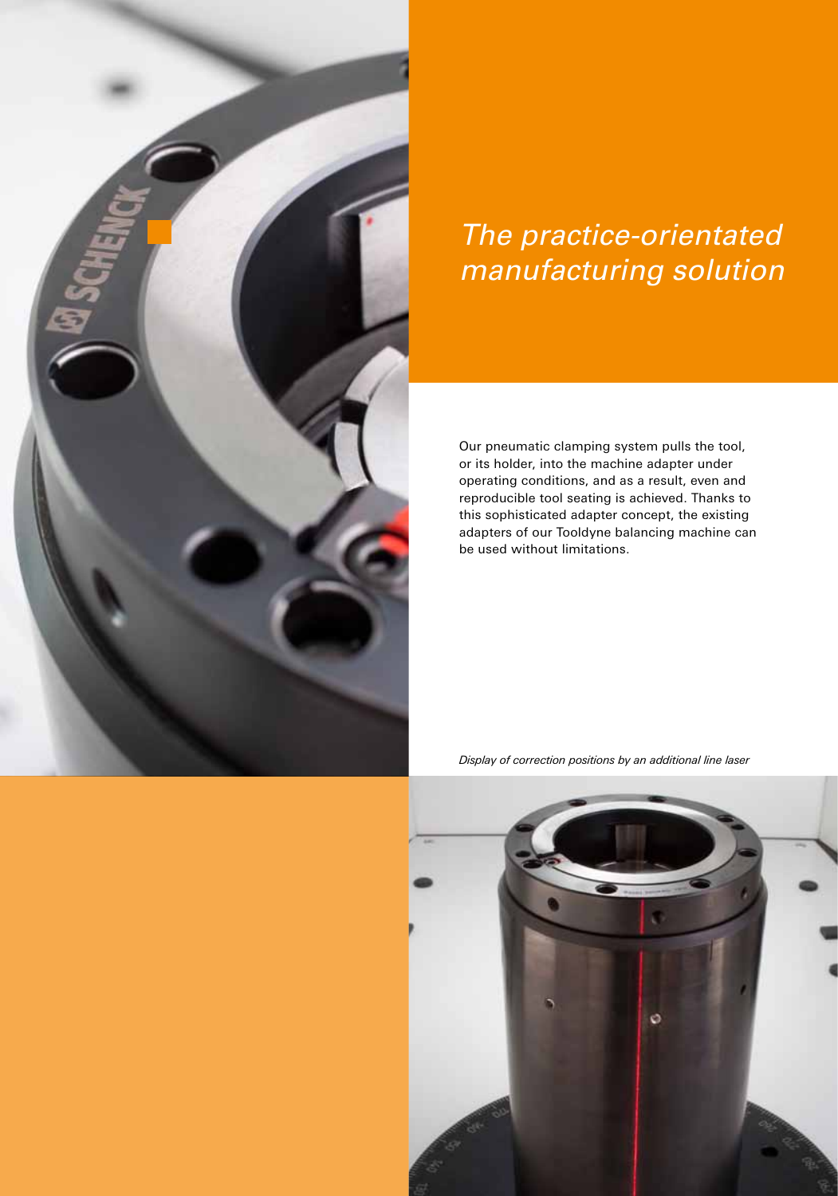# *The practice-orientated manufacturing solution*

Our pneumatic clamping system pulls the tool, or its holder, into the machine adapter under operating conditions, and as a result, even and reproducible tool seating is achieved. Thanks to this sophisticated adapter concept, the existing adapters of our Tooldyne balancing machine can be used without limitations.

*Display of correction positions by an additional line laser*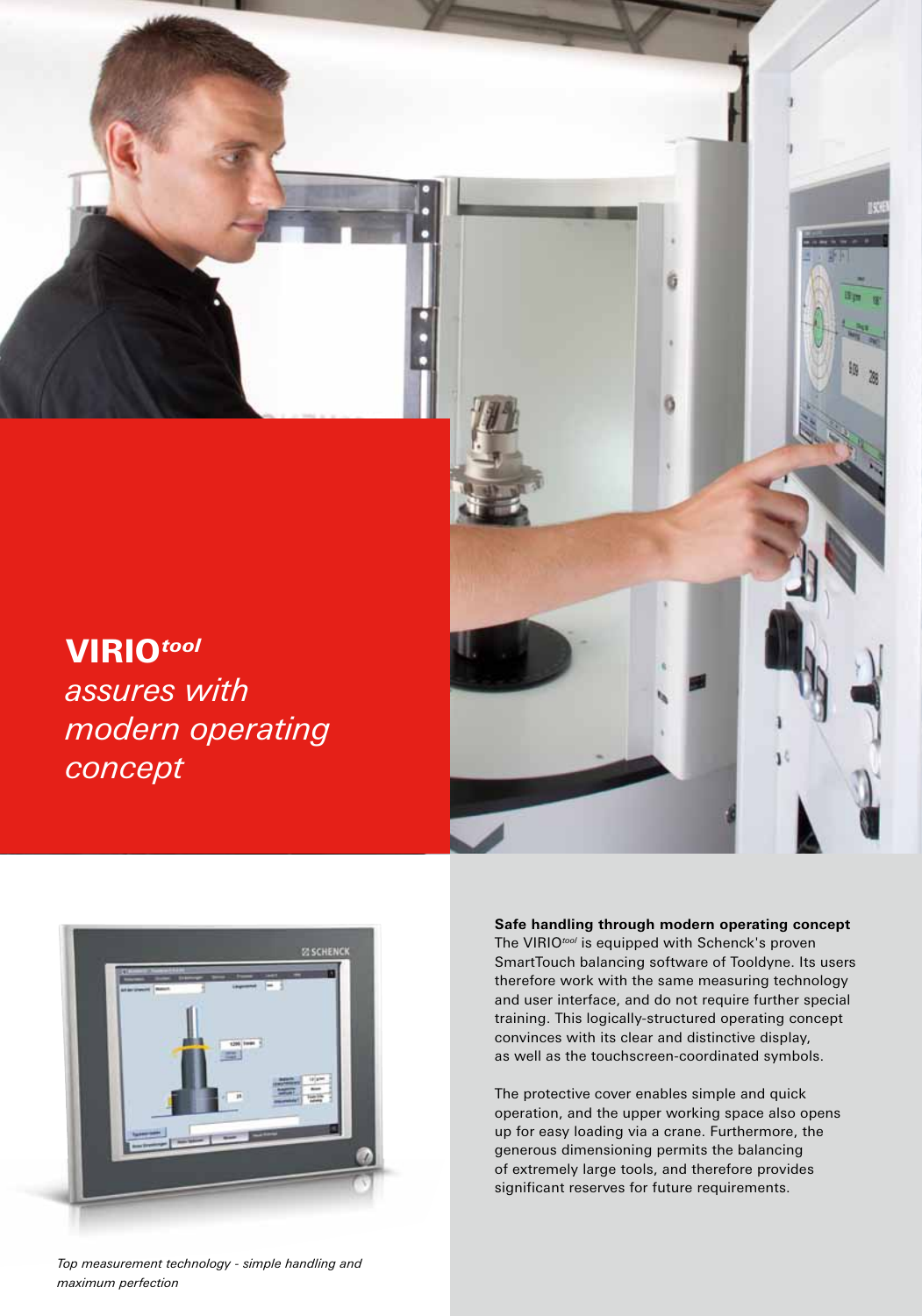## VIRIO*tool*

*assures with modern operating concept*

**Safe handling through modern operating concept**

The VIRIO*tool* is equipped with Schenck's proven SmartTouch balancing software of Tooldyne. Its users therefore work with the same measuring technology and user interface, and do not require further special training. This logically-structured operating concept convinces with its clear and distinctive display, as well as the touchscreen-coordinated symbols.

The protective cover enables simple and quick operation, and the upper working space also opens up for easy loading via a crane. Furthermore, the generous dimensioning permits the balancing of extremely large tools, and therefore provides significant reserves for future requirements.

*Top measurement technology - simple handling and maximum perfection*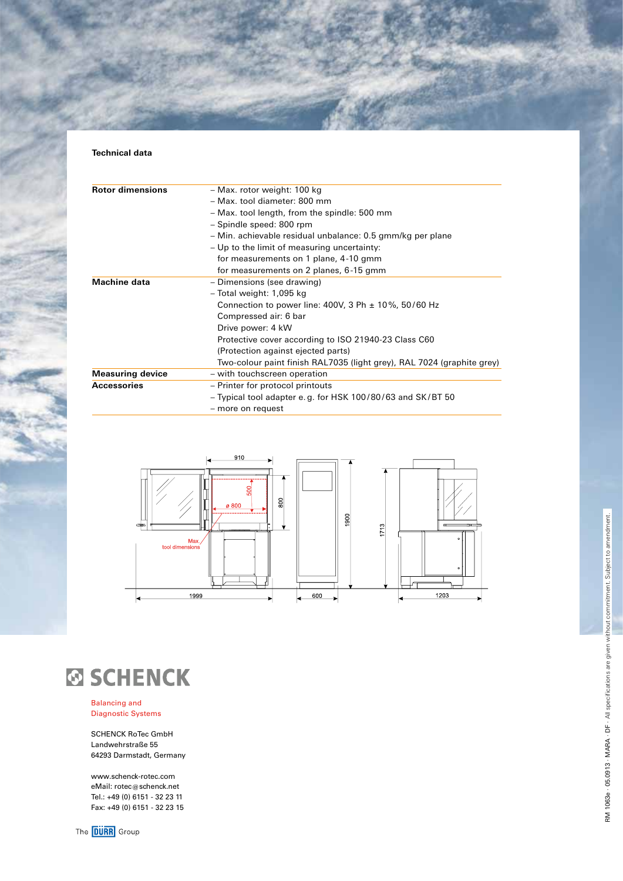## Technical data

| | |
|---|---|
| **Rotor dimensions** | – Max. rotor weight: 100 kg<br>– Max. tool diameter: 800 mm<br>– Max. tool length, from the spindle: 500 mm<br>– Spindle speed: 800 rpm<br>– Min. achievable residual unbalance: 0.5 gmm/kg per plane<br>– Up to the limit of measuring uncertainty:<br>for measurements on 1 plane, 4-10 gmm<br>for measurements on 2 planes, 6-15 gmm |
| **Machine data** | – Dimensions (see drawing)<br>– Total weight: 1,095 kg<br>Connection to power line: 400V, 3 Ph ± 10%, 50/60 Hz<br>Compressed air: 6 bar<br>Drive power: 4 kW<br>Protective cover according to ISO 21940-23 Class C60<br>(Protection against ejected parts)<br>Two-colour paint finish RAL7035 (light grey), RAL 7024 (graphite grey) |
| **Measuring device** | – with touchscreen operation |
| **Accessories** | – Printer for protocol printouts<br>– Typical tool adapter e. g. for HSK 100/80/63 and SK/BT 50<br>– more on request |

910

500

ø 800

800

1900

1713

Max. tool dimensions

1999

600

1203

**SCHENCK**

Balancing and
Diagnostic Systems

SCHENCK RoTec GmbH
Landwehrstraße 55
64293 Darmstadt, Germany

www.schenck-rotec.com
eMail: rotec@schenck.net
Tel.: +49 (0) 6151 - 32 23 11
Fax: +49 (0) 6151 - 32 23 15

The DÜRR Group

RM 1063e · 05.0913 · MARA · DF · All specifications are given without commitment. Subject to amendment.